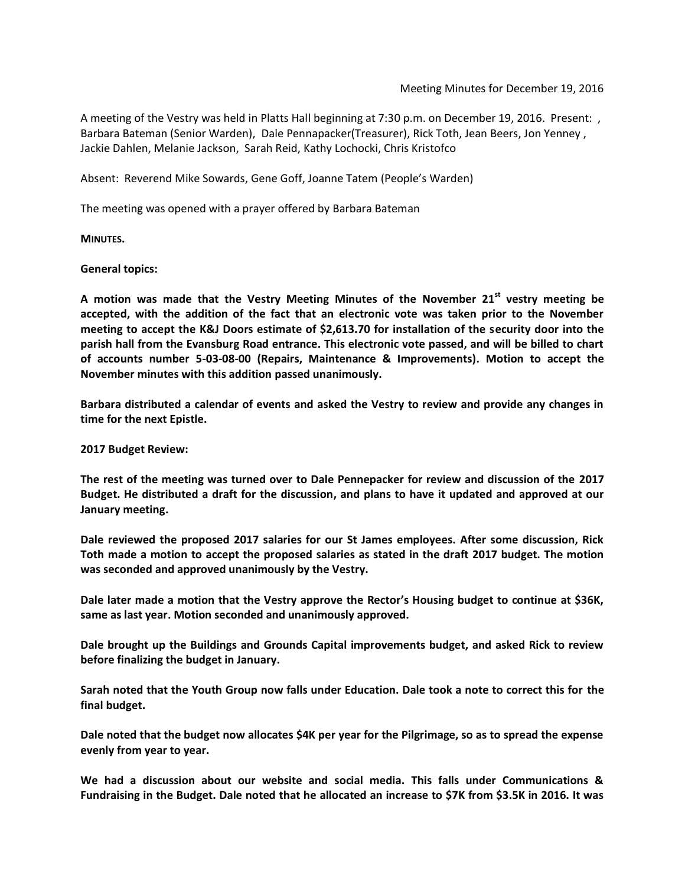Meeting Minutes for December 19, 2016

A meeting of the Vestry was held in Platts Hall beginning at 7:30 p.m. on December 19, 2016. Present: , Barbara Bateman (Senior Warden), Dale Pennapacker(Treasurer), Rick Toth, Jean Beers, Jon Yenney , Jackie Dahlen, Melanie Jackson, Sarah Reid, Kathy Lochocki, Chris Kristofco

Absent: Reverend Mike Sowards, Gene Goff, Joanne Tatem (People's Warden)

The meeting was opened with a prayer offered by Barbara Bateman

**MINUTES.**

**General topics:**

**A motion was made that the Vestry Meeting Minutes of the November 21st vestry meeting be accepted, with the addition of the fact that an electronic vote was taken prior to the November meeting to accept the K&J Doors estimate of $2,613.70 for installation of the security door into the parish hall from the Evansburg Road entrance. This electronic vote passed, and will be billed to chart of accounts number 5-03-08-00 (Repairs, Maintenance & Improvements). Motion to accept the November minutes with this addition passed unanimously.**

**Barbara distributed a calendar of events and asked the Vestry to review and provide any changes in time for the next Epistle.**

**2017 Budget Review:**

**The rest of the meeting was turned over to Dale Pennepacker for review and discussion of the 2017 Budget. He distributed a draft for the discussion, and plans to have it updated and approved at our January meeting.**

**Dale reviewed the proposed 2017 salaries for our St James employees. After some discussion, Rick Toth made a motion to accept the proposed salaries as stated in the draft 2017 budget. The motion was seconded and approved unanimously by the Vestry.**

**Dale later made a motion that the Vestry approve the Rector's Housing budget to continue at $36K, same as last year. Motion seconded and unanimously approved.**

**Dale brought up the Buildings and Grounds Capital improvements budget, and asked Rick to review before finalizing the budget in January.**

**Sarah noted that the Youth Group now falls under Education. Dale took a note to correct this for the final budget.**

**Dale noted that the budget now allocates $4K per year for the Pilgrimage, so as to spread the expense evenly from year to year.**

**We had a discussion about our website and social media. This falls under Communications & Fundraising in the Budget. Dale noted that he allocated an increase to $7K from $3.5K in 2016. It was**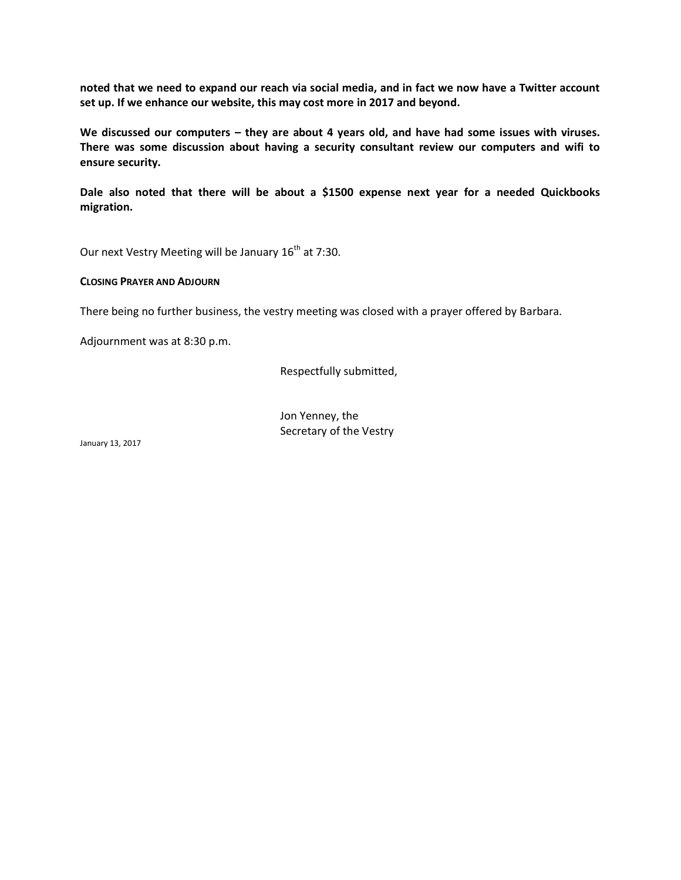**noted that we need to expand our reach via social media, and in fact we now have a Twitter account set up. If we enhance our website, this may cost more in 2017 and beyond.**

**We discussed our computers – they are about 4 years old, and have had some issues with viruses. There was some discussion about having a security consultant review our computers and wifi to ensure security.**

**Dale also noted that there will be about a $1500 expense next year for a needed Quickbooks migration.**

Our next Vestry Meeting will be January 16th at 7:30.

**CLOSING PRAYER AND ADJOURN**

There being no further business, the vestry meeting was closed with a prayer offered by Barbara.

Adjournment was at 8:30 p.m.

Respectfully submitted,

Jon Yenney, the
Secretary of the Vestry

January 13, 2017